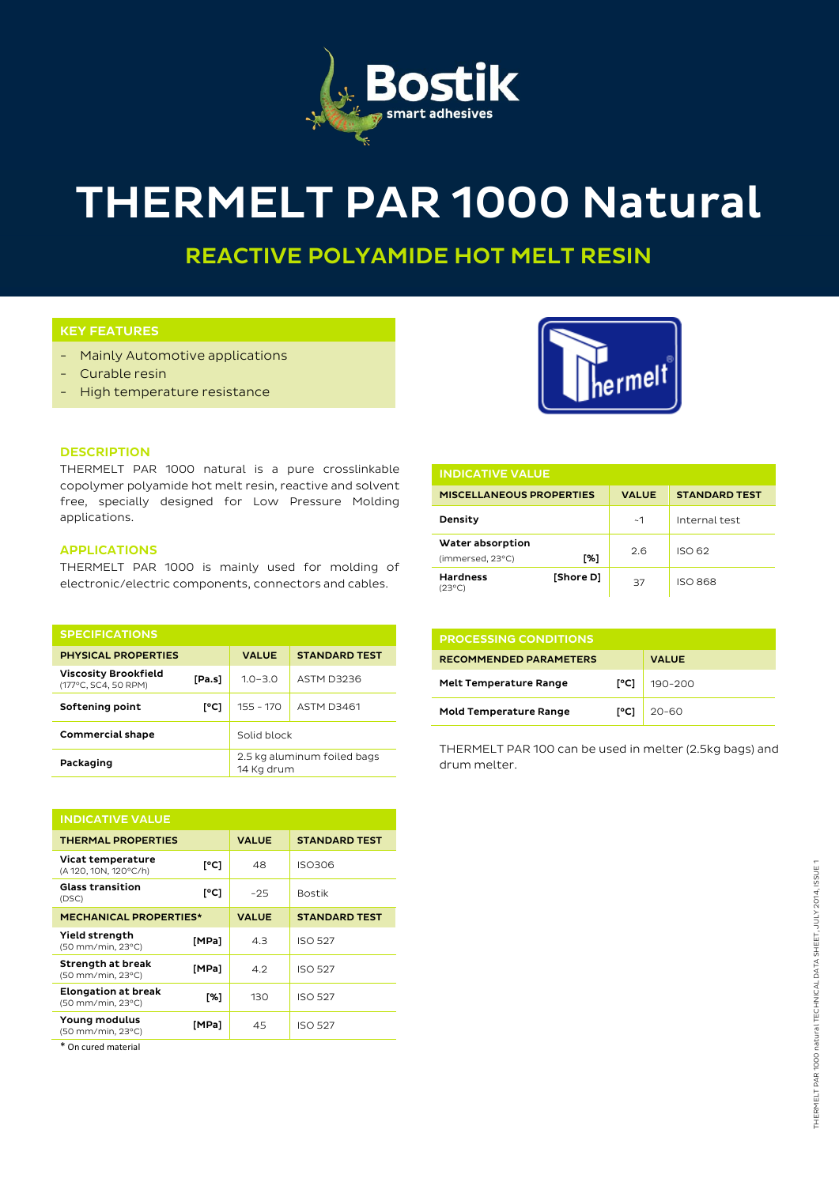Bostik
smart adhesives

# THERMELT PAR 1000 Natural

## REACTIVE POLYAMIDE HOT MELT RESIN

### KEY FEATURES

- Mainly Automotive applications
- Curable resin
- High temperature resistance

### DESCRIPTION

THERMELT PAR 1000 natural is a pure crosslinkable copolymer polyamide hot melt resin, reactive and solvent free, specially designed for Low Pressure Molding applications.

### APPLICATIONS

THERMELT PAR 1000 is mainly used for molding of electronic/electric components, connectors and cables.

### SPECIFICATIONS

| PHYSICAL PROPERTIES | | VALUE | STANDARD TEST |
|---|---|---|---|
| **Viscosity Brookfield** (177°C, SC4, 50 RPM) | [Pa.s] | 1.0–3.0 | ASTM D3236 |
| **Softening point** | [°C] | 155 - 170 | ASTM D3461 |
| **Commercial shape** | | Solid block | |
| **Packaging** | | 2.5 kg aluminum foiled bags 14 Kg drum | |

### INDICATIVE VALUE

| THERMAL PROPERTIES | | VALUE | STANDARD TEST |
|---|---|---|---|
| **Vicat temperature** (A 120, 10N, 120°C/h) | [°C] | 48 | ISO306 |
| **Glass transition** (DSC) | [°C] | -25 | Bostik |
| **MECHANICAL PROPERTIES*** | | **VALUE** | **STANDARD TEST** |
| **Yield strength** (50 mm/min, 23°C) | [MPa] | 4.3 | ISO 527 |
| **Strength at break** (50 mm/min, 23°C) | [MPa] | 4.2 | ISO 527 |
| **Elongation at break** (50 mm/min, 23°C) | [%] | 130 | ISO 527 |
| **Young modulus** (50 mm/min, 23°C) | [MPa] | 45 | ISO 527 |

* On cured material

### INDICATIVE VALUE

| MISCELLANEOUS PROPERTIES | | VALUE | STANDARD TEST |
|---|---|---|---|
| **Density** | | ~1 | Internal test |
| **Water absorption** (immersed, 23°C) | [%] | 2.6 | ISO 62 |
| **Hardness** (23°C) | [Shore D] | 37 | ISO 868 |

### PROCESSING CONDITIONS

| RECOMMENDED PARAMETERS | | VALUE |
|---|---|---|
| **Melt Temperature Range** | [°C] | 190-200 |
| **Mold Temperature Range** | [°C] | 20-60 |

THERMELT PAR 100 can be used in melter (2.5kg bags) and drum melter.

THERMELT PAR 1000 natural TECHNICAL DATA SHEET, JULY 2014, ISSUE 1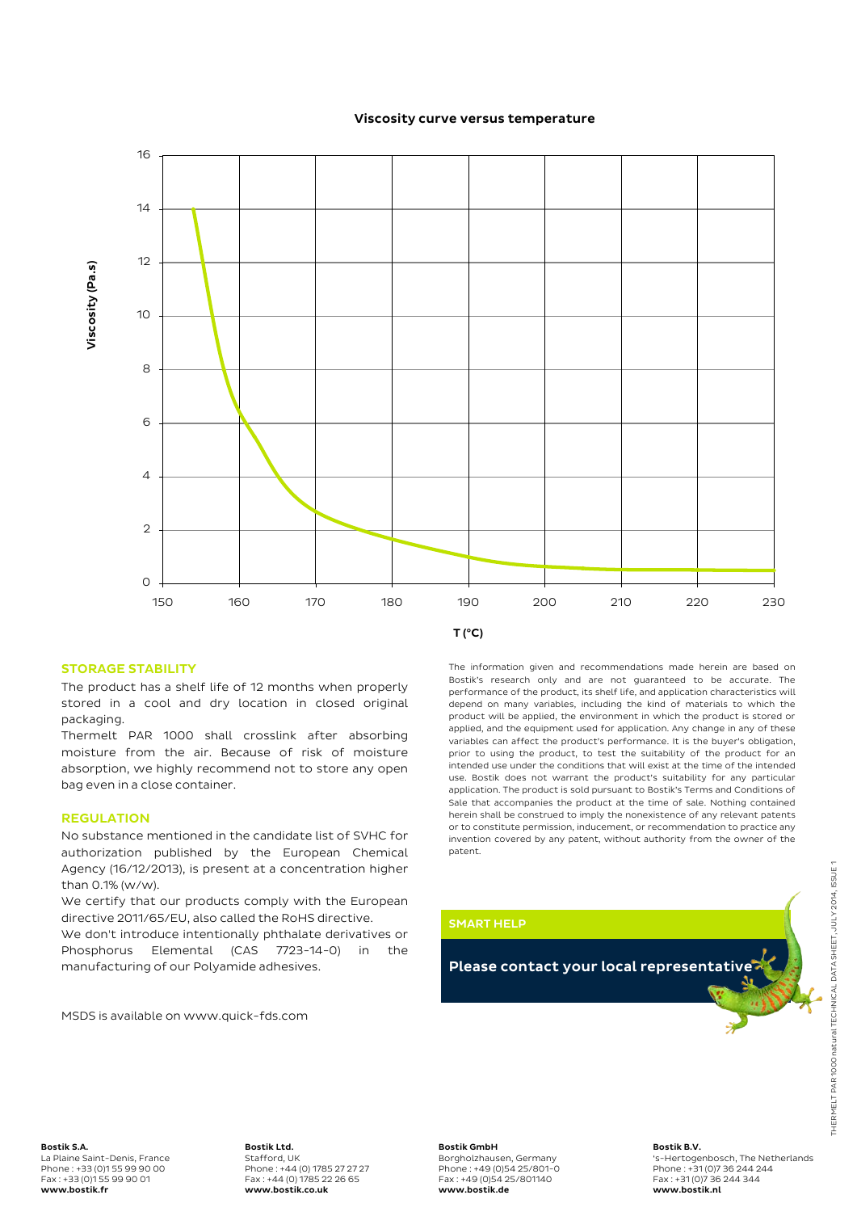**Viscosity curve versus temperature**

Viscosity (Pa.s)

16
14
12
10
8
6
4
2
0

150 160 170 180 190 200 210 220 230

T (°C)

## STORAGE STABILITY

The product has a shelf life of 12 months when properly stored in a cool and dry location in closed original packaging.

Thermelt PAR 1000 shall crosslink after absorbing moisture from the air. Because of risk of moisture absorption, we highly recommend not to store any open bag even in a close container.

## REGULATION

No substance mentioned in the candidate list of SVHC for authorization published by the European Chemical Agency (16/12/2013), is present at a concentration higher than 0.1% (w/w).

We certify that our products comply with the European directive 2011/65/EU, also called the RoHS directive.

We don't introduce intentionally phthalate derivatives or Phosphorus Elemental (CAS 7723-14-0) in the manufacturing of our Polyamide adhesives.

MSDS is available on www.quick-fds.com

The information given and recommendations made herein are based on Bostik's research only and are not guaranteed to be accurate. The performance of the product, its shelf life, and application characteristics will depend on many variables, including the kind of materials to which the product will be applied, the environment in which the product is stored or applied, and the equipment used for application. Any change in any of these variables can affect the product's performance. It is the buyer's obligation, prior to using the product, to test the suitability of the product for an intended use under the conditions that will exist at the time of the intended use. Bostik does not warrant the product's suitability for any particular application. The product is sold pursuant to Bostik's Terms and Conditions of Sale that accompanies the product at the time of sale. Nothing contained herein shall be construed to imply the nonexistence of any relevant patents or to constitute permission, inducement, or recommendation to practice any invention covered by any patent, without authority from the owner of the patent.

**SMART HELP**

**Please contact your local representative**

THERMELT PAR 1000 natural TECHNICAL DATA SHEET, JULY 2014, ISSUE 1

**Bostik S.A.**
La Plaine Saint-Denis, France
Phone : +33 (0)1 55 99 90 00
Fax : +33 (0)1 55 99 90 01
**www.bostik.fr**

**Bostik Ltd.**
Stafford, UK
Phone : +44 (0) 1785 27 27 27
Fax : +44 (0) 1785 22 26 65
**www.bostik.co.uk**

**Bostik GmbH**
Borgholzhausen, Germany
Phone : +49 (0)54 25/801-0
Fax : +49 (0)54 25/801140
**www.bostik.de**

**Bostik B.V.**
's-Hertogenbosch, The Netherlands
Phone : +31 (0)7 36 244 244
Fax : +31 (0)7 36 244 344
**www.bostik.nl**